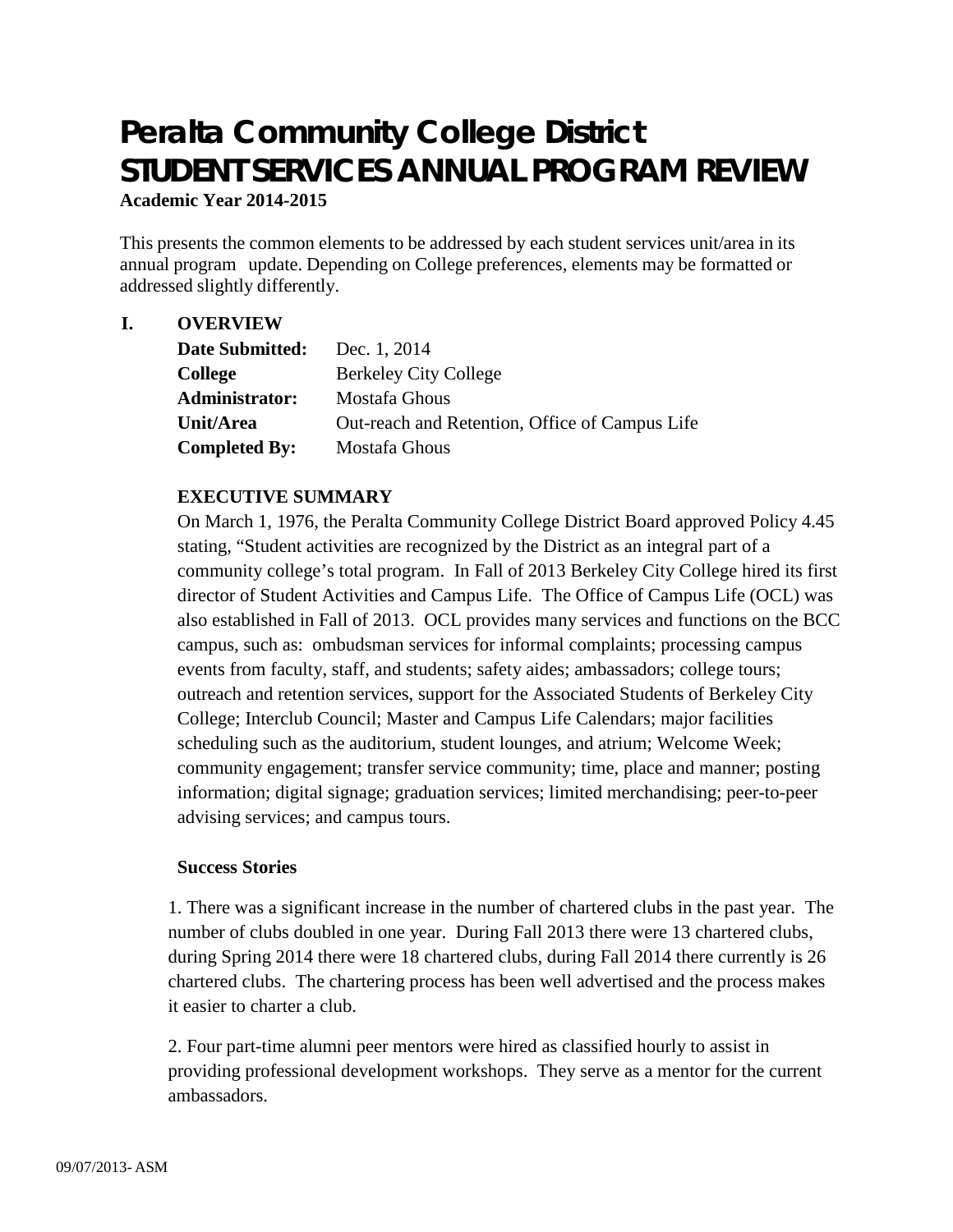# Peralta Community College District
# STUDENT SERVICES ANNUAL PROGRAM REVIEW

**Academic Year 2014-2015**

This presents the common elements to be addressed by each student services unit/area in its annual program update. Depending on College preferences, elements may be formatted or addressed slightly differently.

## I. OVERVIEW

| | |
|---|---|
| **Date Submitted:** | Dec. 1, 2014 |
| **College** | Berkeley City College |
| **Administrator:** | Mostafa Ghous |
| **Unit/Area** | Out-reach and Retention, Office of Campus Life |
| **Completed By:** | Mostafa Ghous |

### EXECUTIVE SUMMARY

On March 1, 1976, the Peralta Community College District Board approved Policy 4.45 stating, "Student activities are recognized by the District as an integral part of a community college's total program. In Fall of 2013 Berkeley City College hired its first director of Student Activities and Campus Life. The Office of Campus Life (OCL) was also established in Fall of 2013. OCL provides many services and functions on the BCC campus, such as: ombudsman services for informal complaints; processing campus events from faculty, staff, and students; safety aides; ambassadors; college tours; outreach and retention services, support for the Associated Students of Berkeley City College; Interclub Council; Master and Campus Life Calendars; major facilities scheduling such as the auditorium, student lounges, and atrium; Welcome Week; community engagement; transfer service community; time, place and manner; posting information; digital signage; graduation services; limited merchandising; peer-to-peer advising services; and campus tours.

**Success Stories**

1. There was a significant increase in the number of chartered clubs in the past year. The number of clubs doubled in one year. During Fall 2013 there were 13 chartered clubs, during Spring 2014 there were 18 chartered clubs, during Fall 2014 there currently is 26 chartered clubs. The chartering process has been well advertised and the process makes it easier to charter a club.

2. Four part-time alumni peer mentors were hired as classified hourly to assist in providing professional development workshops. They serve as a mentor for the current ambassadors.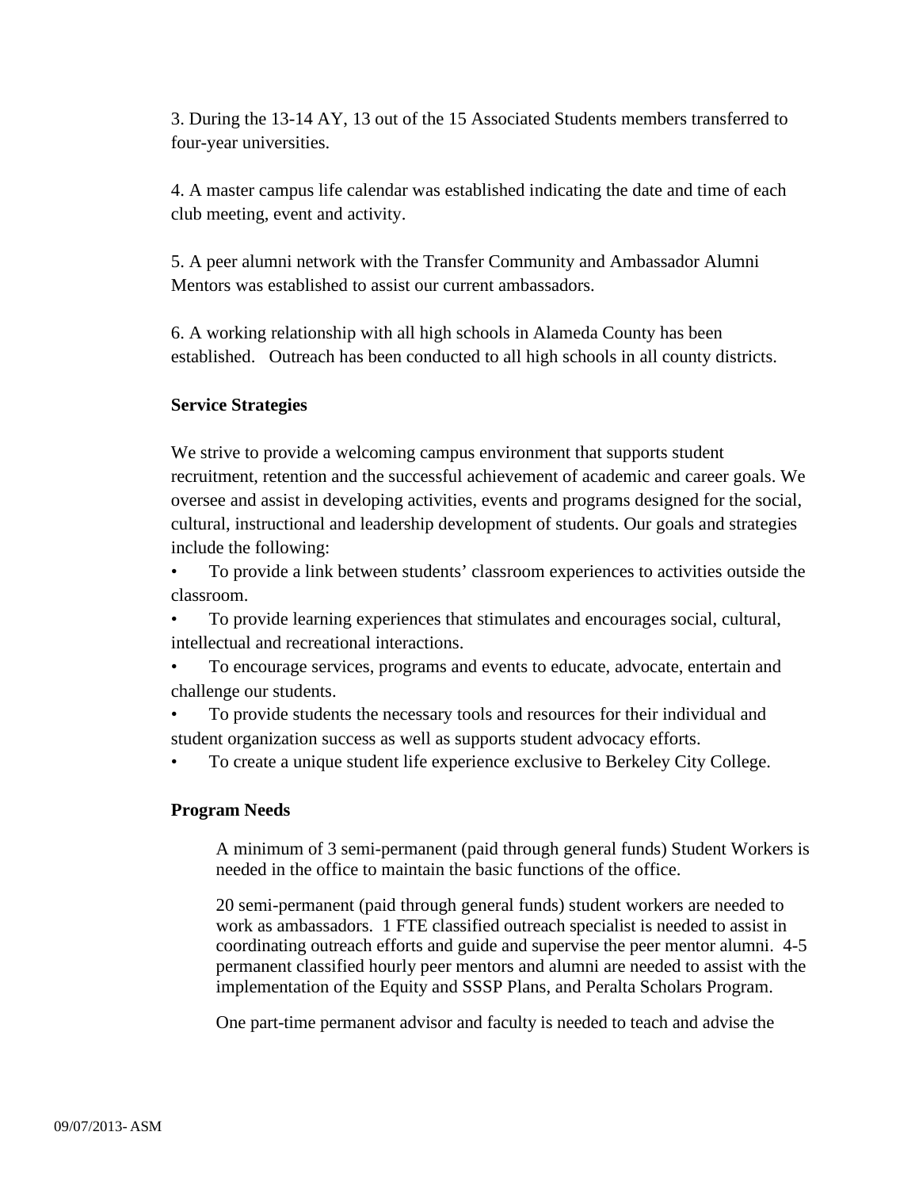3. During the 13-14 AY, 13 out of the 15 Associated Students members transferred to four-year universities.

4. A master campus life calendar was established indicating the date and time of each club meeting, event and activity.

5. A peer alumni network with the Transfer Community and Ambassador Alumni Mentors was established to assist our current ambassadors.

6. A working relationship with all high schools in Alameda County has been established. Outreach has been conducted to all high schools in all county districts.

**Service Strategies**

We strive to provide a welcoming campus environment that supports student recruitment, retention and the successful achievement of academic and career goals. We oversee and assist in developing activities, events and programs designed for the social, cultural, instructional and leadership development of students. Our goals and strategies include the following:

- To provide a link between students' classroom experiences to activities outside the classroom.
- To provide learning experiences that stimulates and encourages social, cultural, intellectual and recreational interactions.
- To encourage services, programs and events to educate, advocate, entertain and challenge our students.
- To provide students the necessary tools and resources for their individual and student organization success as well as supports student advocacy efforts.
- To create a unique student life experience exclusive to Berkeley City College.

**Program Needs**

A minimum of 3 semi-permanent (paid through general funds) Student Workers is needed in the office to maintain the basic functions of the office.

20 semi-permanent (paid through general funds) student workers are needed to work as ambassadors. 1 FTE classified outreach specialist is needed to assist in coordinating outreach efforts and guide and supervise the peer mentor alumni. 4-5 permanent classified hourly peer mentors and alumni are needed to assist with the implementation of the Equity and SSSP Plans, and Peralta Scholars Program.

One part-time permanent advisor and faculty is needed to teach and advise the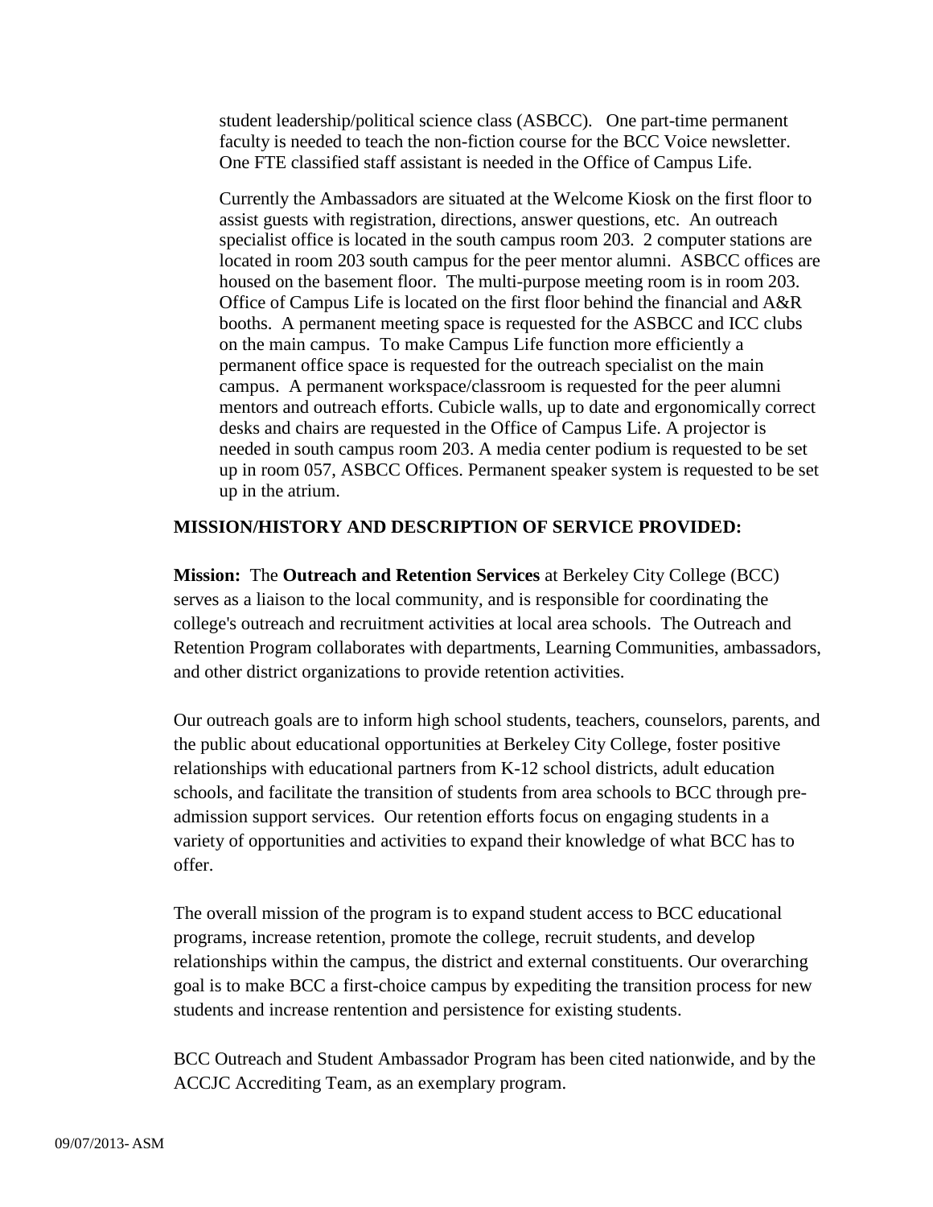student leadership/political science class (ASBCC). One part-time permanent faculty is needed to teach the non-fiction course for the BCC Voice newsletter. One FTE classified staff assistant is needed in the Office of Campus Life.

Currently the Ambassadors are situated at the Welcome Kiosk on the first floor to assist guests with registration, directions, answer questions, etc. An outreach specialist office is located in the south campus room 203. 2 computer stations are located in room 203 south campus for the peer mentor alumni. ASBCC offices are housed on the basement floor. The multi-purpose meeting room is in room 203. Office of Campus Life is located on the first floor behind the financial and A&R booths. A permanent meeting space is requested for the ASBCC and ICC clubs on the main campus. To make Campus Life function more efficiently a permanent office space is requested for the outreach specialist on the main campus. A permanent workspace/classroom is requested for the peer alumni mentors and outreach efforts. Cubicle walls, up to date and ergonomically correct desks and chairs are requested in the Office of Campus Life. A projector is needed in south campus room 203. A media center podium is requested to be set up in room 057, ASBCC Offices. Permanent speaker system is requested to be set up in the atrium.

**MISSION/HISTORY AND DESCRIPTION OF SERVICE PROVIDED:**

**Mission:** The **Outreach and Retention Services** at Berkeley City College (BCC) serves as a liaison to the local community, and is responsible for coordinating the college's outreach and recruitment activities at local area schools. The Outreach and Retention Program collaborates with departments, Learning Communities, ambassadors, and other district organizations to provide retention activities.

Our outreach goals are to inform high school students, teachers, counselors, parents, and the public about educational opportunities at Berkeley City College, foster positive relationships with educational partners from K-12 school districts, adult education schools, and facilitate the transition of students from area schools to BCC through pre-admission support services. Our retention efforts focus on engaging students in a variety of opportunities and activities to expand their knowledge of what BCC has to offer.

The overall mission of the program is to expand student access to BCC educational programs, increase retention, promote the college, recruit students, and develop relationships within the campus, the district and external constituents. Our overarching goal is to make BCC a first-choice campus by expediting the transition process for new students and increase rentention and persistence for existing students.

BCC Outreach and Student Ambassador Program has been cited nationwide, and by the ACCJC Accrediting Team, as an exemplary program.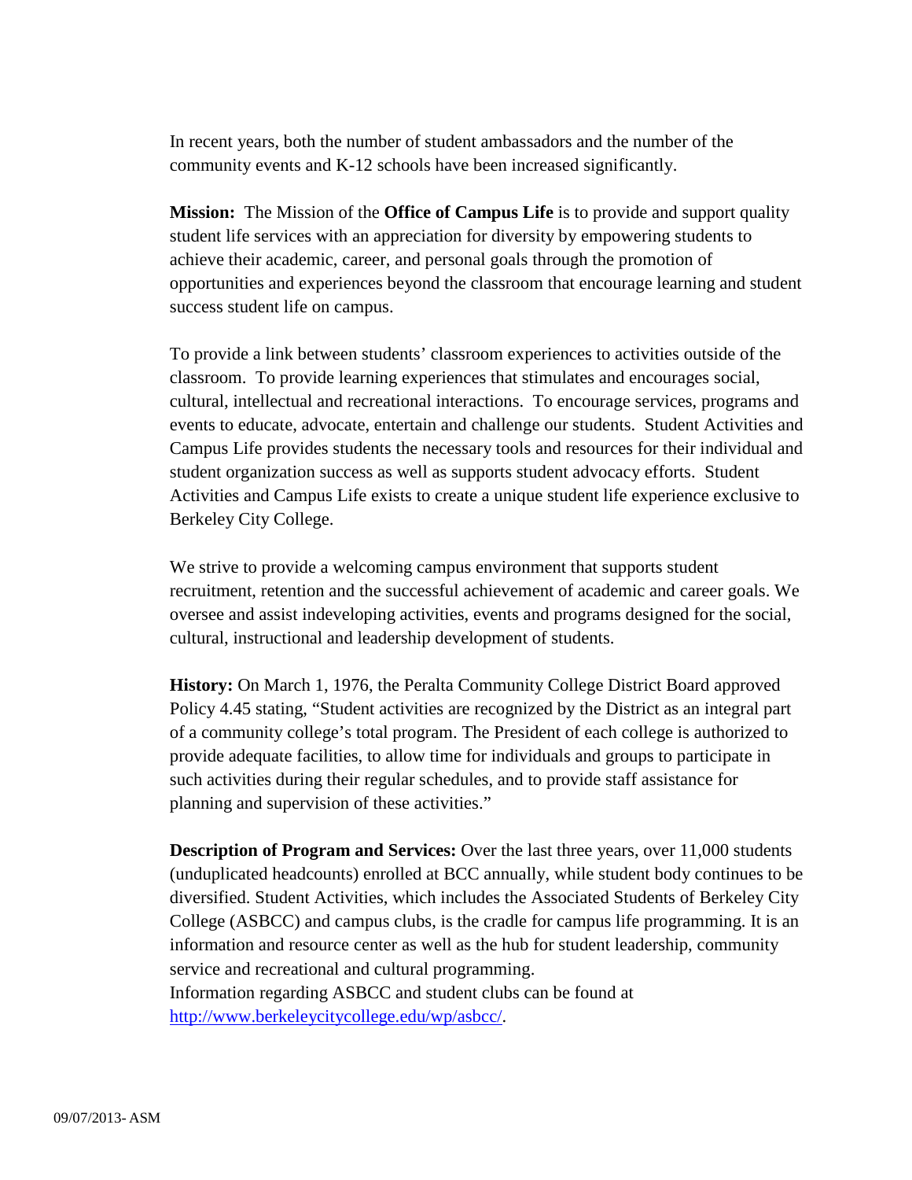In recent years, both the number of student ambassadors and the number of the community events and K-12 schools have been increased significantly.

**Mission:** The Mission of the **Office of Campus Life** is to provide and support quality student life services with an appreciation for diversity by empowering students to achieve their academic, career, and personal goals through the promotion of opportunities and experiences beyond the classroom that encourage learning and student success student life on campus.

To provide a link between students' classroom experiences to activities outside of the classroom. To provide learning experiences that stimulates and encourages social, cultural, intellectual and recreational interactions. To encourage services, programs and events to educate, advocate, entertain and challenge our students. Student Activities and Campus Life provides students the necessary tools and resources for their individual and student organization success as well as supports student advocacy efforts. Student Activities and Campus Life exists to create a unique student life experience exclusive to Berkeley City College.

We strive to provide a welcoming campus environment that supports student recruitment, retention and the successful achievement of academic and career goals. We oversee and assist indeveloping activities, events and programs designed for the social, cultural, instructional and leadership development of students.

**History:** On March 1, 1976, the Peralta Community College District Board approved Policy 4.45 stating, "Student activities are recognized by the District as an integral part of a community college's total program. The President of each college is authorized to provide adequate facilities, to allow time for individuals and groups to participate in such activities during their regular schedules, and to provide staff assistance for planning and supervision of these activities."

**Description of Program and Services:** Over the last three years, over 11,000 students (unduplicated headcounts) enrolled at BCC annually, while student body continues to be diversified. Student Activities, which includes the Associated Students of Berkeley City College (ASBCC) and campus clubs, is the cradle for campus life programming. It is an information and resource center as well as the hub for student leadership, community service and recreational and cultural programming.
Information regarding ASBCC and student clubs can be found at [http://www.berkeleycitycollege.edu/wp/asbcc/](http://www.berkeleycitycollege.edu/wp/asbcc/).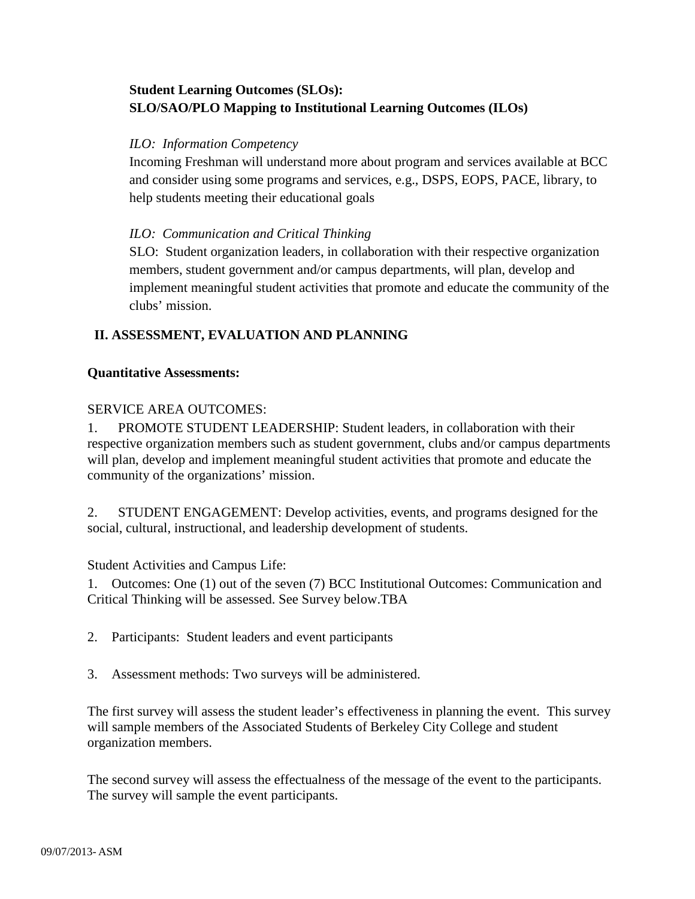**Student Learning Outcomes (SLOs):**
**SLO/SAO/PLO Mapping to Institutional Learning Outcomes (ILOs)**

*ILO: Information Competency*

Incoming Freshman will understand more about program and services available at BCC and consider using some programs and services, e.g., DSPS, EOPS, PACE, library, to help students meeting their educational goals

*ILO: Communication and Critical Thinking*

SLO: Student organization leaders, in collaboration with their respective organization members, student government and/or campus departments, will plan, develop and implement meaningful student activities that promote and educate the community of the clubs' mission.

## II. ASSESSMENT, EVALUATION AND PLANNING

**Quantitative Assessments:**

SERVICE AREA OUTCOMES:

1. PROMOTE STUDENT LEADERSHIP: Student leaders, in collaboration with their respective organization members such as student government, clubs and/or campus departments will plan, develop and implement meaningful student activities that promote and educate the community of the organizations' mission.

2. STUDENT ENGAGEMENT: Develop activities, events, and programs designed for the social, cultural, instructional, and leadership development of students.

Student Activities and Campus Life:

1. Outcomes: One (1) out of the seven (7) BCC Institutional Outcomes: Communication and Critical Thinking will be assessed. See Survey below.TBA

2. Participants: Student leaders and event participants

3. Assessment methods: Two surveys will be administered.

The first survey will assess the student leader's effectiveness in planning the event. This survey will sample members of the Associated Students of Berkeley City College and student organization members.

The second survey will assess the effectualness of the message of the event to the participants. The survey will sample the event participants.

09/07/2013- ASM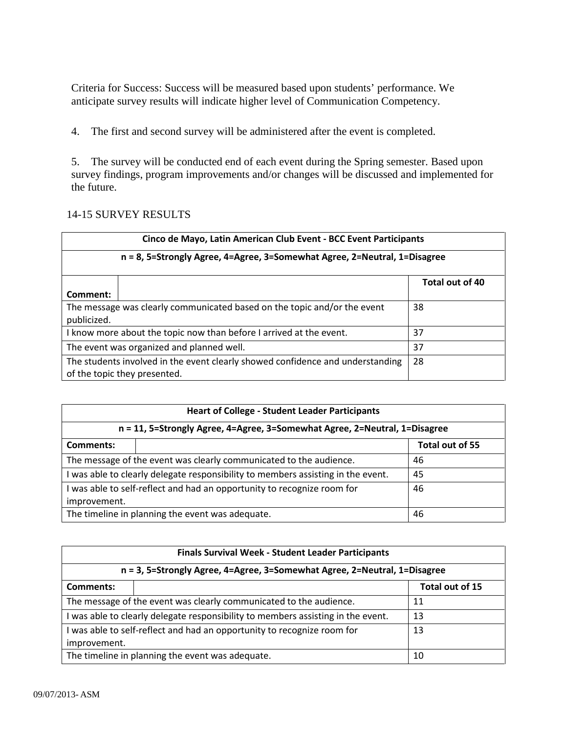Criteria for Success: Success will be measured based upon students' performance. We anticipate survey results will indicate higher level of Communication Competency.

4. The first and second survey will be administered after the event is completed.

5. The survey will be conducted end of each event during the Spring semester. Based upon survey findings, program improvements and/or changes will be discussed and implemented for the future.

14-15 SURVEY RESULTS

| **Cinco de Mayo, Latin American Club Event - BCC Event Participants** | |
|---|---|
| **n = 8, 5=Strongly Agree, 4=Agree, 3=Somewhat Agree, 2=Neutral, 1=Disagree** | |
| **Comment:** | **Total out of 40** |
| The message was clearly communicated based on the topic and/or the event publicized. | 38 |
| I know more about the topic now than before I arrived at the event. | 37 |
| The event was organized and planned well. | 37 |
| The students involved in the event clearly showed confidence and understanding of the topic they presented. | 28 |

| **Heart of College - Student Leader Participants** | |
|---|---|
| **n = 11, 5=Strongly Agree, 4=Agree, 3=Somewhat Agree, 2=Neutral, 1=Disagree** | |
| **Comments:** | **Total out of 55** |
| The message of the event was clearly communicated to the audience. | 46 |
| I was able to clearly delegate responsibility to members assisting in the event. | 45 |
| I was able to self-reflect and had an opportunity to recognize room for improvement. | 46 |
| The timeline in planning the event was adequate. | 46 |

| **Finals Survival Week - Student Leader Participants** | |
|---|---|
| **n = 3, 5=Strongly Agree, 4=Agree, 3=Somewhat Agree, 2=Neutral, 1=Disagree** | |
| **Comments:** | **Total out of 15** |
| The message of the event was clearly communicated to the audience. | 11 |
| I was able to clearly delegate responsibility to members assisting in the event. | 13 |
| I was able to self-reflect and had an opportunity to recognize room for improvement. | 13 |
| The timeline in planning the event was adequate. | 10 |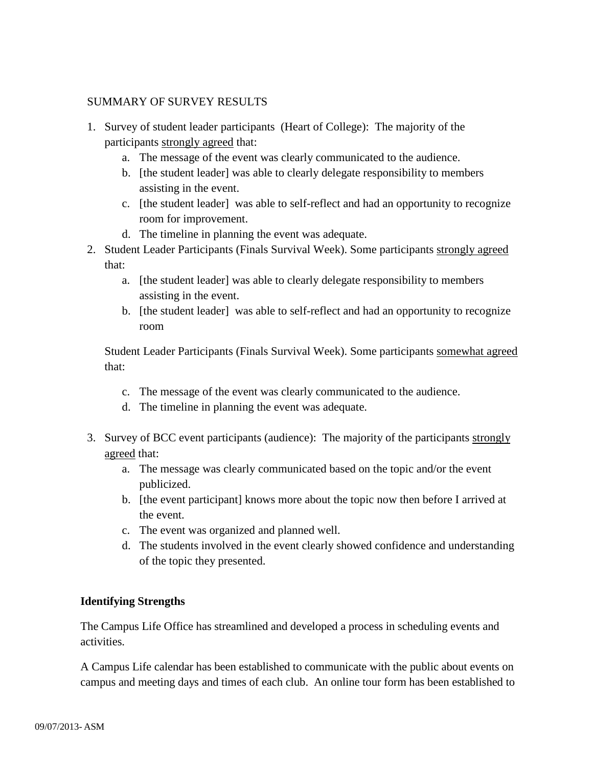SUMMARY OF SURVEY RESULTS

1. Survey of student leader participants (Heart of College): The majority of the participants <u>strongly agreed</u> that:
   a. The message of the event was clearly communicated to the audience.
   b. [the student leader] was able to clearly delegate responsibility to members assisting in the event.
   c. [the student leader] was able to self-reflect and had an opportunity to recognize room for improvement.
   d. The timeline in planning the event was adequate.
2. Student Leader Participants (Finals Survival Week). Some participants <u>strongly agreed</u> that:
   a. [the student leader] was able to clearly delegate responsibility to members assisting in the event.
   b. [the student leader] was able to self-reflect and had an opportunity to recognize room

   Student Leader Participants (Finals Survival Week). Some participants <u>somewhat agreed</u> that:

   c. The message of the event was clearly communicated to the audience.
   d. The timeline in planning the event was adequate.

3. Survey of BCC event participants (audience): The majority of the participants <u>strongly agreed</u> that:
   a. The message was clearly communicated based on the topic and/or the event publicized.
   b. [the event participant] knows more about the topic now then before I arrived at the event.
   c. The event was organized and planned well.
   d. The students involved in the event clearly showed confidence and understanding of the topic they presented.

**Identifying Strengths**

The Campus Life Office has streamlined and developed a process in scheduling events and activities.

A Campus Life calendar has been established to communicate with the public about events on campus and meeting days and times of each club. An online tour form has been established to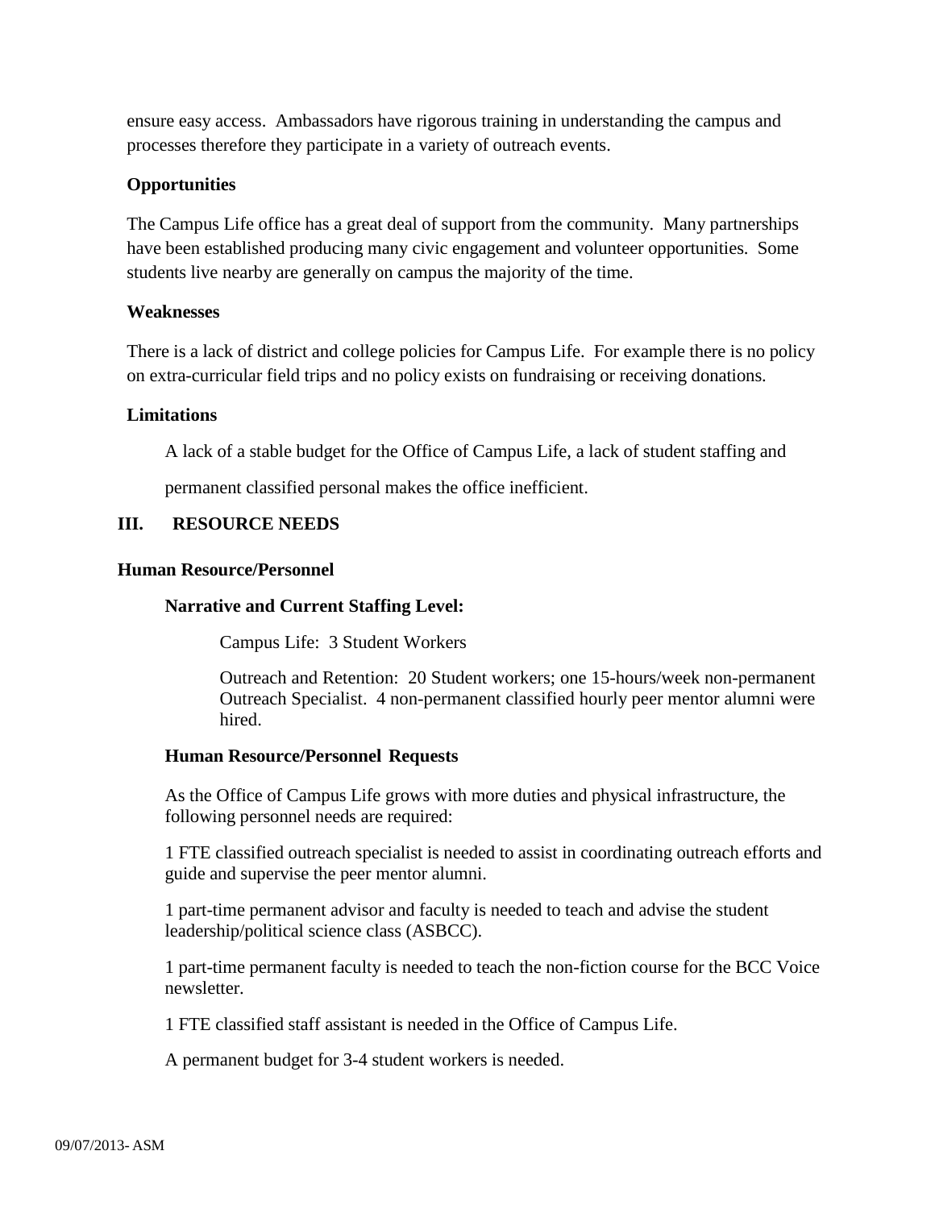ensure easy access. Ambassadors have rigorous training in understanding the campus and processes therefore they participate in a variety of outreach events.

**Opportunities**

The Campus Life office has a great deal of support from the community. Many partnerships have been established producing many civic engagement and volunteer opportunities. Some students live nearby are generally on campus the majority of the time.

**Weaknesses**

There is a lack of district and college policies for Campus Life. For example there is no policy on extra-curricular field trips and no policy exists on fundraising or receiving donations.

**Limitations**

A lack of a stable budget for the Office of Campus Life, a lack of student staffing and permanent classified personal makes the office inefficient.

## III. RESOURCE NEEDS

### Human Resource/Personnel

#### Narrative and Current Staffing Level:

Campus Life: 3 Student Workers

Outreach and Retention: 20 Student workers; one 15-hours/week non-permanent Outreach Specialist. 4 non-permanent classified hourly peer mentor alumni were hired.

#### Human Resource/Personnel Requests

As the Office of Campus Life grows with more duties and physical infrastructure, the following personnel needs are required:

1 FTE classified outreach specialist is needed to assist in coordinating outreach efforts and guide and supervise the peer mentor alumni.

1 part-time permanent advisor and faculty is needed to teach and advise the student leadership/political science class (ASBCC).

1 part-time permanent faculty is needed to teach the non-fiction course for the BCC Voice newsletter.

1 FTE classified staff assistant is needed in the Office of Campus Life.

A permanent budget for 3-4 student workers is needed.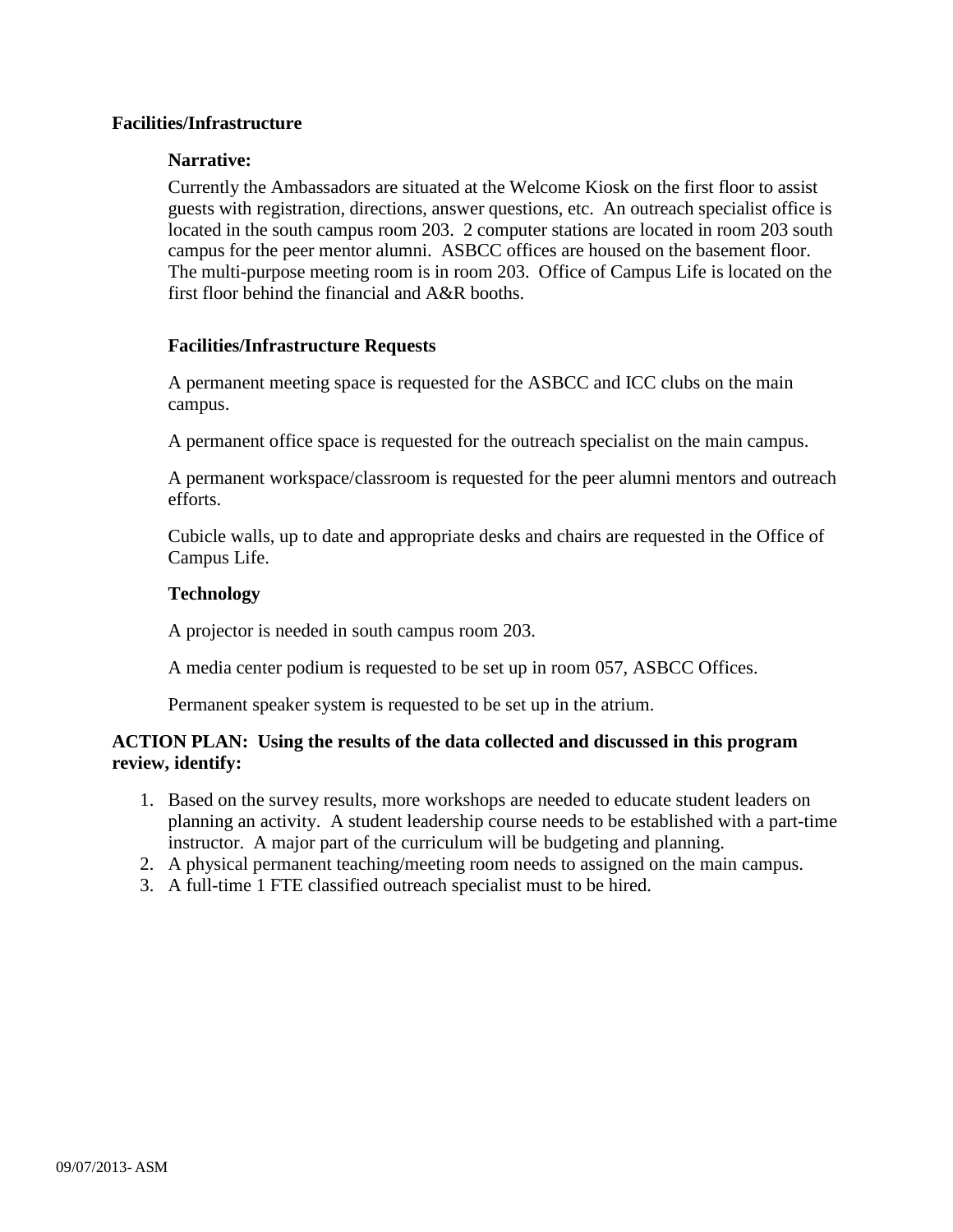**Facilities/Infrastructure**

**Narrative:**

Currently the Ambassadors are situated at the Welcome Kiosk on the first floor to assist guests with registration, directions, answer questions, etc. An outreach specialist office is located in the south campus room 203. 2 computer stations are located in room 203 south campus for the peer mentor alumni. ASBCC offices are housed on the basement floor. The multi-purpose meeting room is in room 203. Office of Campus Life is located on the first floor behind the financial and A&R booths.

**Facilities/Infrastructure Requests**

A permanent meeting space is requested for the ASBCC and ICC clubs on the main campus.

A permanent office space is requested for the outreach specialist on the main campus.

A permanent workspace/classroom is requested for the peer alumni mentors and outreach efforts.

Cubicle walls, up to date and appropriate desks and chairs are requested in the Office of Campus Life.

**Technology**

A projector is needed in south campus room 203.

A media center podium is requested to be set up in room 057, ASBCC Offices.

Permanent speaker system is requested to be set up in the atrium.

**ACTION PLAN: Using the results of the data collected and discussed in this program review, identify:**

1. Based on the survey results, more workshops are needed to educate student leaders on planning an activity. A student leadership course needs to be established with a part-time instructor. A major part of the curriculum will be budgeting and planning.
2. A physical permanent teaching/meeting room needs to assigned on the main campus.
3. A full-time 1 FTE classified outreach specialist must to be hired.